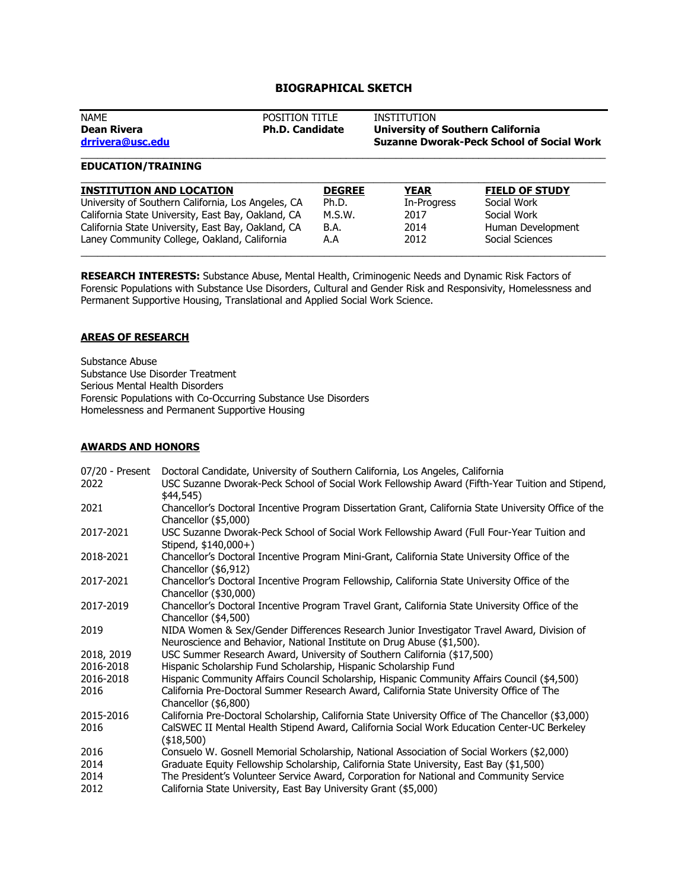# BIOGRAPHICAL SKETCH

| NAME | POSITION TITLE | INSTITUTION |
|---|---|---|
| **Dean Rivera** | **Ph.D. Candidate** | **University of Southern California** |
| drrivera@usc.edu | | **Suzanne Dworak-Peck School of Social Work** |

## EDUCATION/TRAINING

| INSTITUTION AND LOCATION | DEGREE | YEAR | FIELD OF STUDY |
|---|---|---|---|
| University of Southern California, Los Angeles, CA | Ph.D. | In-Progress | Social Work |
| California State University, East Bay, Oakland, CA | M.S.W. | 2017 | Social Work |
| California State University, East Bay, Oakland, CA | B.A. | 2014 | Human Development |
| Laney Community College, Oakland, California | A.A | 2012 | Social Sciences |

**RESEARCH INTERESTS:** Substance Abuse, Mental Health, Criminogenic Needs and Dynamic Risk Factors of Forensic Populations with Substance Use Disorders, Cultural and Gender Risk and Responsivity, Homelessness and Permanent Supportive Housing, Translational and Applied Social Work Science.

## AREAS OF RESEARCH

Substance Abuse
Substance Use Disorder Treatment
Serious Mental Health Disorders
Forensic Populations with Co-Occurring Substance Use Disorders
Homelessness and Permanent Supportive Housing

## AWARDS AND HONORS

| | |
|---|---|
| 07/20 - Present | Doctoral Candidate, University of Southern California, Los Angeles, California |
| 2022 | USC Suzanne Dworak-Peck School of Social Work Fellowship Award (Fifth-Year Tuition and Stipend, $44,545) |
| 2021 | Chancellor's Doctoral Incentive Program Dissertation Grant, California State University Office of the Chancellor ($5,000) |
| 2017-2021 | USC Suzanne Dworak-Peck School of Social Work Fellowship Award (Full Four-Year Tuition and Stipend, $140,000+) |
| 2018-2021 | Chancellor's Doctoral Incentive Program Mini-Grant, California State University Office of the Chancellor ($6,912) |
| 2017-2021 | Chancellor's Doctoral Incentive Program Fellowship, California State University Office of the Chancellor ($30,000) |
| 2017-2019 | Chancellor's Doctoral Incentive Program Travel Grant, California State University Office of the Chancellor ($4,500) |
| 2019 | NIDA Women & Sex/Gender Differences Research Junior Investigator Travel Award, Division of Neuroscience and Behavior, National Institute on Drug Abuse ($1,500). |
| 2018, 2019 | USC Summer Research Award, University of Southern California ($17,500) |
| 2016-2018 | Hispanic Scholarship Fund Scholarship, Hispanic Scholarship Fund |
| 2016-2018 | Hispanic Community Affairs Council Scholarship, Hispanic Community Affairs Council ($4,500) |
| 2016 | California Pre-Doctoral Summer Research Award, California State University Office of The Chancellor ($6,800) |
| 2015-2016 | California Pre-Doctoral Scholarship, California State University Office of The Chancellor ($3,000) |
| 2016 | CalSWEC II Mental Health Stipend Award, California Social Work Education Center-UC Berkeley ($18,500) |
| 2016 | Consuelo W. Gosnell Memorial Scholarship, National Association of Social Workers ($2,000) |
| 2014 | Graduate Equity Fellowship Scholarship, California State University, East Bay ($1,500) |
| 2014 | The President's Volunteer Service Award, Corporation for National and Community Service |
| 2012 | California State University, East Bay University Grant ($5,000) |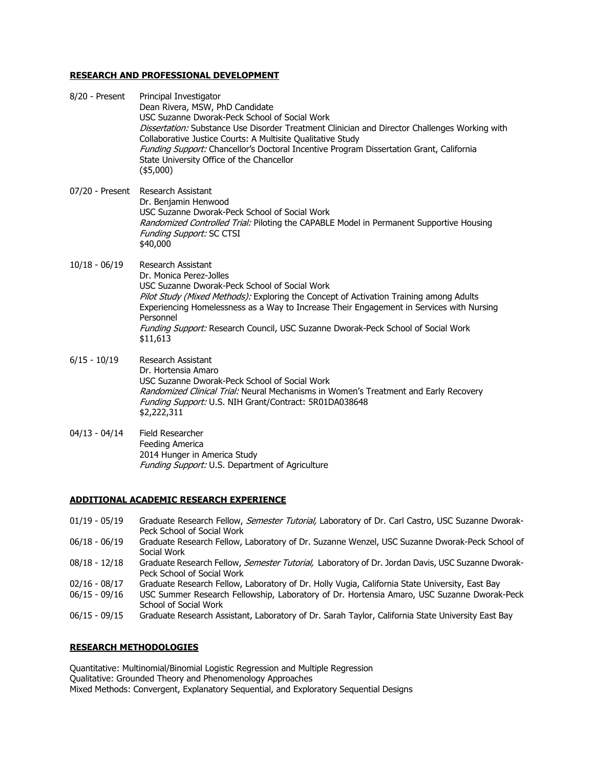## RESEARCH AND PROFESSIONAL DEVELOPMENT

8/20 - Present Principal Investigator
Dean Rivera, MSW, PhD Candidate
USC Suzanne Dworak-Peck School of Social Work
*Dissertation:* Substance Use Disorder Treatment Clinician and Director Challenges Working with Collaborative Justice Courts: A Multisite Qualitative Study
*Funding Support:* Chancellor's Doctoral Incentive Program Dissertation Grant, California State University Office of the Chancellor
($5,000)

07/20 - Present Research Assistant
Dr. Benjamin Henwood
USC Suzanne Dworak-Peck School of Social Work
*Randomized Controlled Trial:* Piloting the CAPABLE Model in Permanent Supportive Housing
*Funding Support:* SC CTSI
$40,000

10/18 - 06/19 Research Assistant
Dr. Monica Perez-Jolles
USC Suzanne Dworak-Peck School of Social Work
*Pilot Study (Mixed Methods):* Exploring the Concept of Activation Training among Adults Experiencing Homelessness as a Way to Increase Their Engagement in Services with Nursing Personnel
*Funding Support:* Research Council, USC Suzanne Dworak-Peck School of Social Work
$11,613

6/15 - 10/19 Research Assistant
Dr. Hortensia Amaro
USC Suzanne Dworak-Peck School of Social Work
*Randomized Clinical Trial:* Neural Mechanisms in Women's Treatment and Early Recovery
*Funding Support:* U.S. NIH Grant/Contract: 5R01DA038648
$2,222,311

04/13 - 04/14 Field Researcher
Feeding America
2014 Hunger in America Study
*Funding Support:* U.S. Department of Agriculture

## ADDITIONAL ACADEMIC RESEARCH EXPERIENCE

01/19 - 05/19 Graduate Research Fellow, *Semester Tutorial,* Laboratory of Dr. Carl Castro, USC Suzanne Dworak-Peck School of Social Work
06/18 - 06/19 Graduate Research Fellow, Laboratory of Dr. Suzanne Wenzel, USC Suzanne Dworak-Peck School of Social Work
08/18 - 12/18 Graduate Research Fellow, *Semester Tutorial,* Laboratory of Dr. Jordan Davis, USC Suzanne Dworak-Peck School of Social Work
02/16 - 08/17 Graduate Research Fellow, Laboratory of Dr. Holly Vugia, California State University, East Bay
06/15 - 09/16 USC Summer Research Fellowship, Laboratory of Dr. Hortensia Amaro, USC Suzanne Dworak-Peck School of Social Work
06/15 - 09/15 Graduate Research Assistant, Laboratory of Dr. Sarah Taylor, California State University East Bay

## RESEARCH METHODOLOGIES

Quantitative: Multinomial/Binomial Logistic Regression and Multiple Regression
Qualitative: Grounded Theory and Phenomenology Approaches
Mixed Methods: Convergent, Explanatory Sequential, and Exploratory Sequential Designs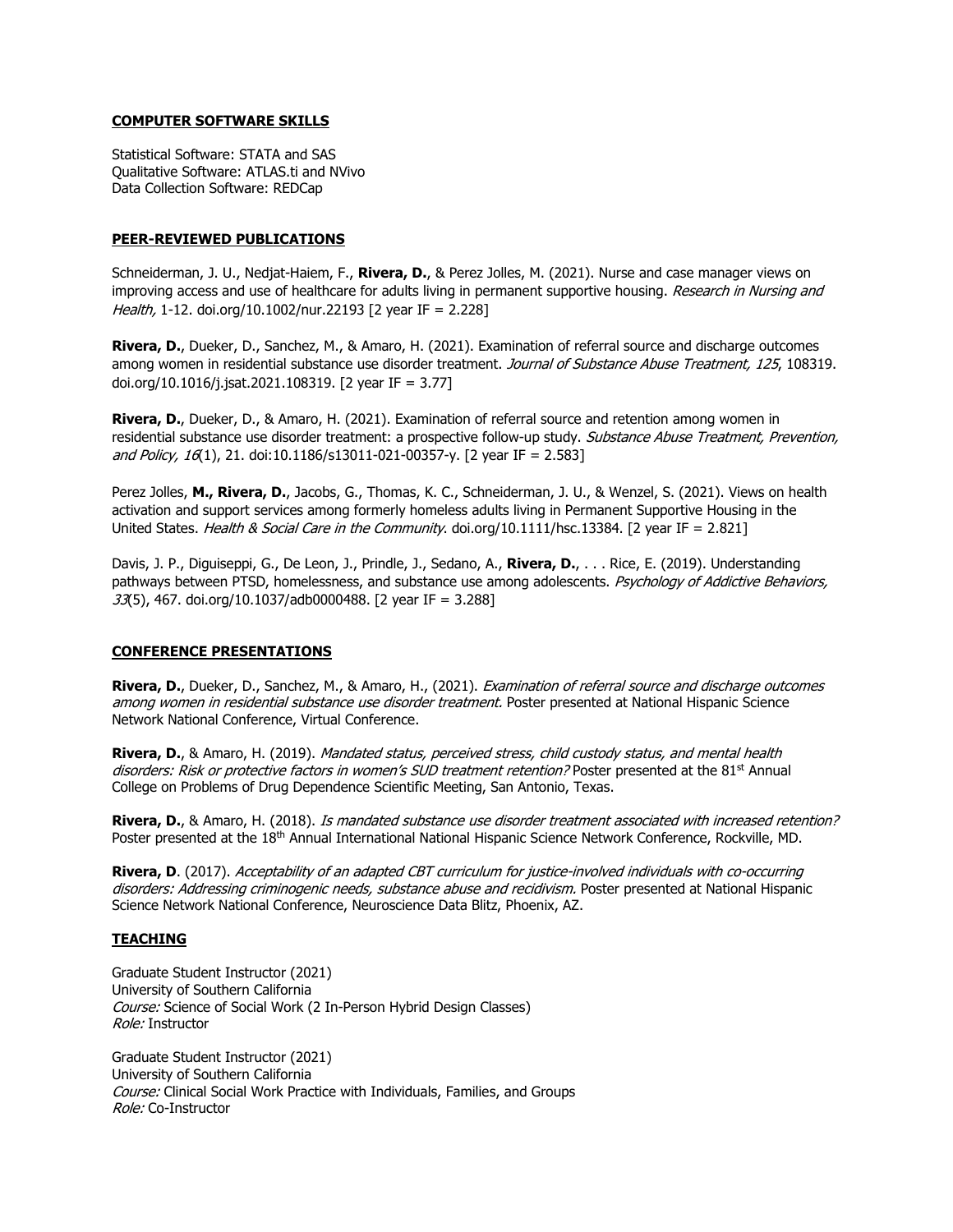## COMPUTER SOFTWARE SKILLS

Statistical Software: STATA and SAS
Qualitative Software: ATLAS.ti and NVivo
Data Collection Software: REDCap

## PEER-REVIEWED PUBLICATIONS

Schneiderman, J. U., Nedjat-Haiem, F., **Rivera, D.**, & Perez Jolles, M. (2021). Nurse and case manager views on improving access and use of healthcare for adults living in permanent supportive housing. *Research in Nursing and Health,* 1-12. doi.org/10.1002/nur.22193 [2 year IF = 2.228]

**Rivera, D.**, Dueker, D., Sanchez, M., & Amaro, H. (2021). Examination of referral source and discharge outcomes among women in residential substance use disorder treatment. *Journal of Substance Abuse Treatment, 125*, 108319. doi.org/10.1016/j.jsat.2021.108319. [2 year IF = 3.77]

**Rivera, D.**, Dueker, D., & Amaro, H. (2021). Examination of referral source and retention among women in residential substance use disorder treatment: a prospective follow-up study. *Substance Abuse Treatment, Prevention, and Policy, 16*(1), 21. doi:10.1186/s13011-021-00357-y. [2 year IF = 2.583]

Perez Jolles, **M., Rivera, D.**, Jacobs, G., Thomas, K. C., Schneiderman, J. U., & Wenzel, S. (2021). Views on health activation and support services among formerly homeless adults living in Permanent Supportive Housing in the United States. *Health & Social Care in the Community*. doi.org/10.1111/hsc.13384. [2 year IF = 2.821]

Davis, J. P., Diguiseppi, G., De Leon, J., Prindle, J., Sedano, A., **Rivera, D.**, . . . Rice, E. (2019). Understanding pathways between PTSD, homelessness, and substance use among adolescents. *Psychology of Addictive Behaviors, 33*(5), 467. doi.org/10.1037/adb0000488. [2 year IF = 3.288]

## CONFERENCE PRESENTATIONS

**Rivera, D.**, Dueker, D., Sanchez, M., & Amaro, H., (2021). *Examination of referral source and discharge outcomes among women in residential substance use disorder treatment.* Poster presented at National Hispanic Science Network National Conference, Virtual Conference.

**Rivera, D.**, & Amaro, H. (2019). *Mandated status, perceived stress, child custody status, and mental health disorders: Risk or protective factors in women's SUD treatment retention?* Poster presented at the 81st Annual College on Problems of Drug Dependence Scientific Meeting, San Antonio, Texas.

**Rivera, D.**, & Amaro, H. (2018). *Is mandated substance use disorder treatment associated with increased retention?* Poster presented at the 18th Annual International National Hispanic Science Network Conference, Rockville, MD.

**Rivera, D**. (2017). *Acceptability of an adapted CBT curriculum for justice-involved individuals with co-occurring disorders: Addressing criminogenic needs, substance abuse and recidivism.* Poster presented at National Hispanic Science Network National Conference, Neuroscience Data Blitz, Phoenix, AZ.

## TEACHING

Graduate Student Instructor (2021)
University of Southern California
*Course:* Science of Social Work (2 In-Person Hybrid Design Classes)
*Role:* Instructor

Graduate Student Instructor (2021)
University of Southern California
*Course:* Clinical Social Work Practice with Individuals, Families, and Groups
*Role:* Co-Instructor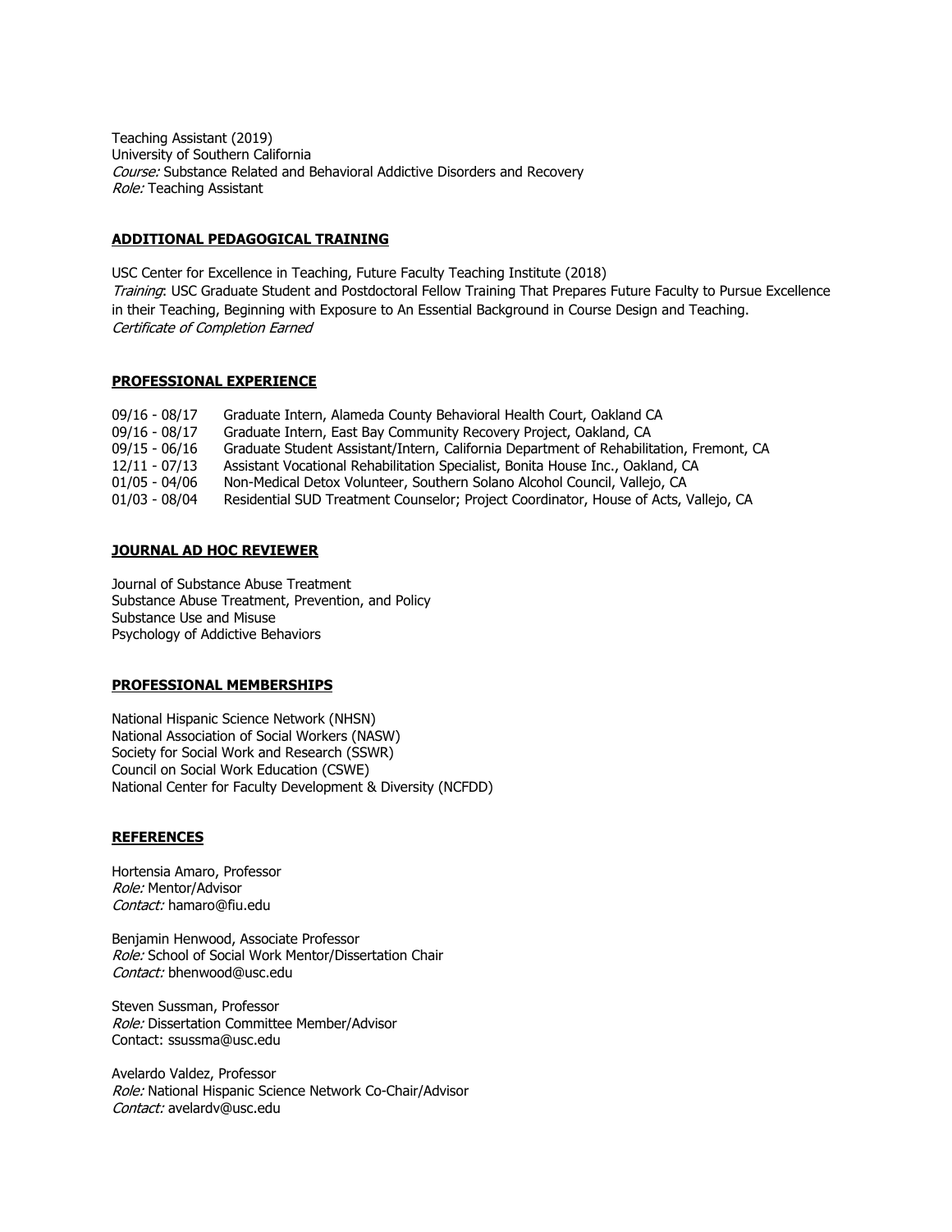Teaching Assistant (2019)
University of Southern California
*Course:* Substance Related and Behavioral Addictive Disorders and Recovery
*Role:* Teaching Assistant

## ADDITIONAL PEDAGOGICAL TRAINING

USC Center for Excellence in Teaching, Future Faculty Teaching Institute (2018)
*Training*: USC Graduate Student and Postdoctoral Fellow Training That Prepares Future Faculty to Pursue Excellence in their Teaching, Beginning with Exposure to An Essential Background in Course Design and Teaching.
*Certificate of Completion Earned*

## PROFESSIONAL EXPERIENCE

09/16 - 08/17 Graduate Intern, Alameda County Behavioral Health Court, Oakland CA
09/16 - 08/17 Graduate Intern, East Bay Community Recovery Project, Oakland, CA
09/15 - 06/16 Graduate Student Assistant/Intern, California Department of Rehabilitation, Fremont, CA
12/11 - 07/13 Assistant Vocational Rehabilitation Specialist, Bonita House Inc., Oakland, CA
01/05 - 04/06 Non-Medical Detox Volunteer, Southern Solano Alcohol Council, Vallejo, CA
01/03 - 08/04 Residential SUD Treatment Counselor; Project Coordinator, House of Acts, Vallejo, CA

## JOURNAL AD HOC REVIEWER

Journal of Substance Abuse Treatment
Substance Abuse Treatment, Prevention, and Policy
Substance Use and Misuse
Psychology of Addictive Behaviors

## PROFESSIONAL MEMBERSHIPS

National Hispanic Science Network (NHSN)
National Association of Social Workers (NASW)
Society for Social Work and Research (SSWR)
Council on Social Work Education (CSWE)
National Center for Faculty Development & Diversity (NCFDD)

## REFERENCES

Hortensia Amaro, Professor
*Role:* Mentor/Advisor
*Contact:* hamaro@fiu.edu

Benjamin Henwood, Associate Professor
*Role:* School of Social Work Mentor/Dissertation Chair
*Contact:* bhenwood@usc.edu

Steven Sussman, Professor
*Role:* Dissertation Committee Member/Advisor
Contact: ssussma@usc.edu

Avelardo Valdez, Professor
*Role:* National Hispanic Science Network Co-Chair/Advisor
*Contact:* avelardv@usc.edu